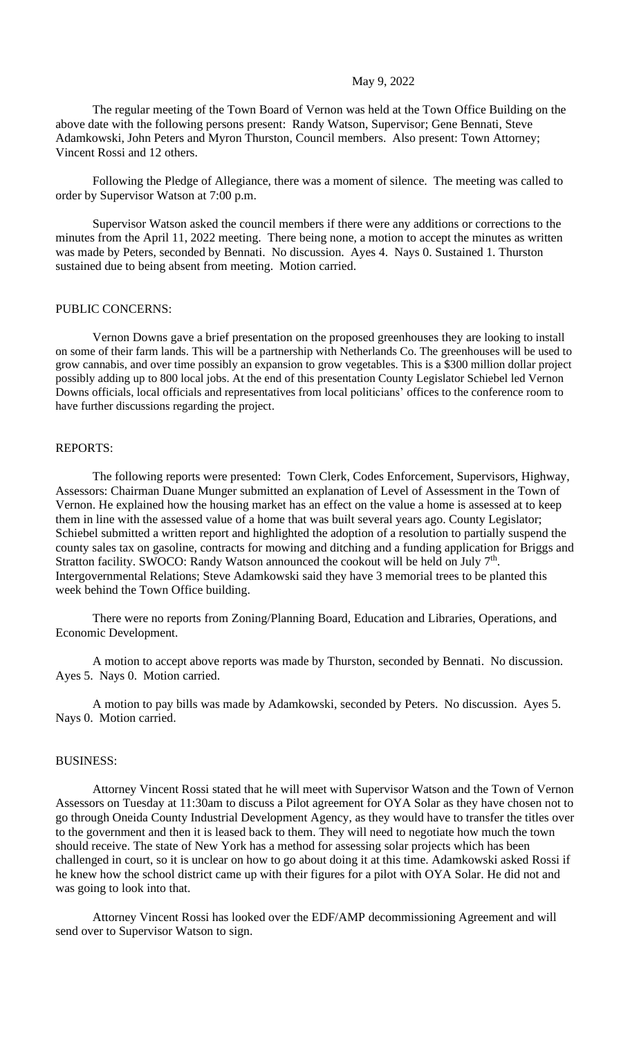May 9, 2022

The regular meeting of the Town Board of Vernon was held at the Town Office Building on the above date with the following persons present: Randy Watson, Supervisor; Gene Bennati, Steve Adamkowski, John Peters and Myron Thurston, Council members. Also present: Town Attorney; Vincent Rossi and 12 others.

Following the Pledge of Allegiance, there was a moment of silence. The meeting was called to order by Supervisor Watson at 7:00 p.m.

Supervisor Watson asked the council members if there were any additions or corrections to the minutes from the April 11, 2022 meeting. There being none, a motion to accept the minutes as written was made by Peters, seconded by Bennati. No discussion. Ayes 4. Nays 0. Sustained 1. Thurston sustained due to being absent from meeting. Motion carried.

PUBLIC CONCERNS:

Vernon Downs gave a brief presentation on the proposed greenhouses they are looking to install on some of their farm lands. This will be a partnership with Netherlands Co. The greenhouses will be used to grow cannabis, and over time possibly an expansion to grow vegetables. This is a $300 million dollar project possibly adding up to 800 local jobs. At the end of this presentation County Legislator Schiebel led Vernon Downs officials, local officials and representatives from local politicians' offices to the conference room to have further discussions regarding the project.

REPORTS:

The following reports were presented: Town Clerk, Codes Enforcement, Supervisors, Highway, Assessors: Chairman Duane Munger submitted an explanation of Level of Assessment in the Town of Vernon. He explained how the housing market has an effect on the value a home is assessed at to keep them in line with the assessed value of a home that was built several years ago. County Legislator; Schiebel submitted a written report and highlighted the adoption of a resolution to partially suspend the county sales tax on gasoline, contracts for mowing and ditching and a funding application for Briggs and Stratton facility. SWOCO: Randy Watson announced the cookout will be held on July 7th. Intergovernmental Relations; Steve Adamkowski said they have 3 memorial trees to be planted this week behind the Town Office building.

There were no reports from Zoning/Planning Board, Education and Libraries, Operations, and Economic Development.

A motion to accept above reports was made by Thurston, seconded by Bennati. No discussion. Ayes 5. Nays 0. Motion carried.

A motion to pay bills was made by Adamkowski, seconded by Peters. No discussion. Ayes 5. Nays 0. Motion carried.

BUSINESS:

Attorney Vincent Rossi stated that he will meet with Supervisor Watson and the Town of Vernon Assessors on Tuesday at 11:30am to discuss a Pilot agreement for OYA Solar as they have chosen not to go through Oneida County Industrial Development Agency, as they would have to transfer the titles over to the government and then it is leased back to them. They will need to negotiate how much the town should receive. The state of New York has a method for assessing solar projects which has been challenged in court, so it is unclear on how to go about doing it at this time. Adamkowski asked Rossi if he knew how the school district came up with their figures for a pilot with OYA Solar. He did not and was going to look into that.

Attorney Vincent Rossi has looked over the EDF/AMP decommissioning Agreement and will send over to Supervisor Watson to sign.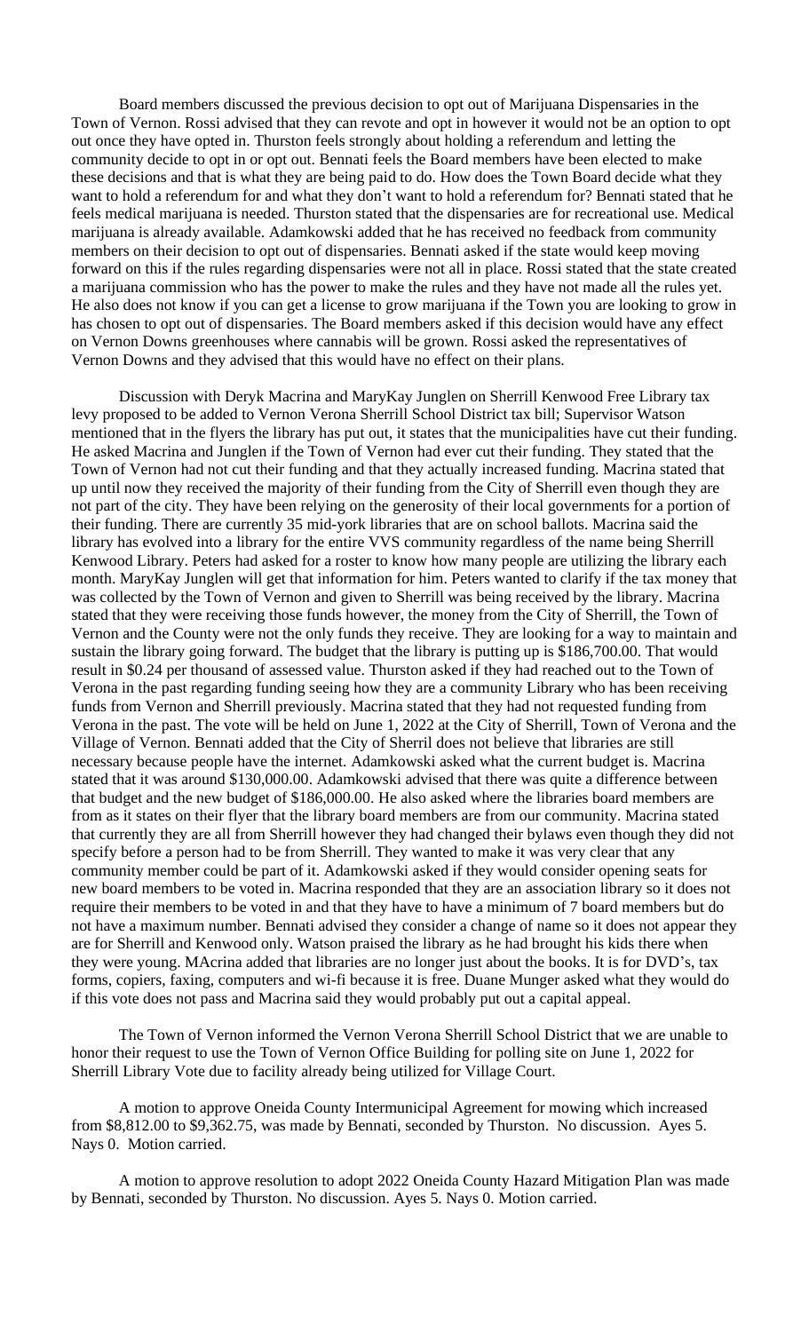Board members discussed the previous decision to opt out of Marijuana Dispensaries in the Town of Vernon. Rossi advised that they can revote and opt in however it would not be an option to opt out once they have opted in. Thurston feels strongly about holding a referendum and letting the community decide to opt in or opt out. Bennati feels the Board members have been elected to make these decisions and that is what they are being paid to do. How does the Town Board decide what they want to hold a referendum for and what they don't want to hold a referendum for? Bennati stated that he feels medical marijuana is needed. Thurston stated that the dispensaries are for recreational use. Medical marijuana is already available. Adamkowski added that he has received no feedback from community members on their decision to opt out of dispensaries. Bennati asked if the state would keep moving forward on this if the rules regarding dispensaries were not all in place. Rossi stated that the state created a marijuana commission who has the power to make the rules and they have not made all the rules yet. He also does not know if you can get a license to grow marijuana if the Town you are looking to grow in has chosen to opt out of dispensaries. The Board members asked if this decision would have any effect on Vernon Downs greenhouses where cannabis will be grown. Rossi asked the representatives of Vernon Downs and they advised that this would have no effect on their plans.

Discussion with Deryk Macrina and MaryKay Junglen on Sherrill Kenwood Free Library tax levy proposed to be added to Vernon Verona Sherrill School District tax bill; Supervisor Watson mentioned that in the flyers the library has put out, it states that the municipalities have cut their funding. He asked Macrina and Junglen if the Town of Vernon had ever cut their funding. They stated that the Town of Vernon had not cut their funding and that they actually increased funding. Macrina stated that up until now they received the majority of their funding from the City of Sherrill even though they are not part of the city. They have been relying on the generosity of their local governments for a portion of their funding. There are currently 35 mid-york libraries that are on school ballots. Macrina said the library has evolved into a library for the entire VVS community regardless of the name being Sherrill Kenwood Library. Peters had asked for a roster to know how many people are utilizing the library each month. MaryKay Junglen will get that information for him. Peters wanted to clarify if the tax money that was collected by the Town of Vernon and given to Sherrill was being received by the library. Macrina stated that they were receiving those funds however, the money from the City of Sherrill, the Town of Vernon and the County were not the only funds they receive. They are looking for a way to maintain and sustain the library going forward. The budget that the library is putting up is $186,700.00. That would result in $0.24 per thousand of assessed value. Thurston asked if they had reached out to the Town of Verona in the past regarding funding seeing how they are a community Library who has been receiving funds from Vernon and Sherrill previously. Macrina stated that they had not requested funding from Verona in the past. The vote will be held on June 1, 2022 at the City of Sherrill, Town of Verona and the Village of Vernon. Bennati added that the City of Sherril does not believe that libraries are still necessary because people have the internet. Adamkowski asked what the current budget is. Macrina stated that it was around $130,000.00. Adamkowski advised that there was quite a difference between that budget and the new budget of $186,000.00. He also asked where the libraries board members are from as it states on their flyer that the library board members are from our community. Macrina stated that currently they are all from Sherrill however they had changed their bylaws even though they did not specify before a person had to be from Sherrill. They wanted to make it was very clear that any community member could be part of it. Adamkowski asked if they would consider opening seats for new board members to be voted in. Macrina responded that they are an association library so it does not require their members to be voted in and that they have to have a minimum of 7 board members but do not have a maximum number. Bennati advised they consider a change of name so it does not appear they are for Sherrill and Kenwood only. Watson praised the library as he had brought his kids there when they were young. MAcrina added that libraries are no longer just about the books. It is for DVD's, tax forms, copiers, faxing, computers and wi-fi because it is free. Duane Munger asked what they would do if this vote does not pass and Macrina said they would probably put out a capital appeal.

The Town of Vernon informed the Vernon Verona Sherrill School District that we are unable to honor their request to use the Town of Vernon Office Building for polling site on June 1, 2022 for Sherrill Library Vote due to facility already being utilized for Village Court.

A motion to approve Oneida County Intermunicipal Agreement for mowing which increased from $8,812.00 to $9,362.75, was made by Bennati, seconded by Thurston. No discussion. Ayes 5. Nays 0. Motion carried.

A motion to approve resolution to adopt 2022 Oneida County Hazard Mitigation Plan was made by Bennati, seconded by Thurston. No discussion. Ayes 5. Nays 0. Motion carried.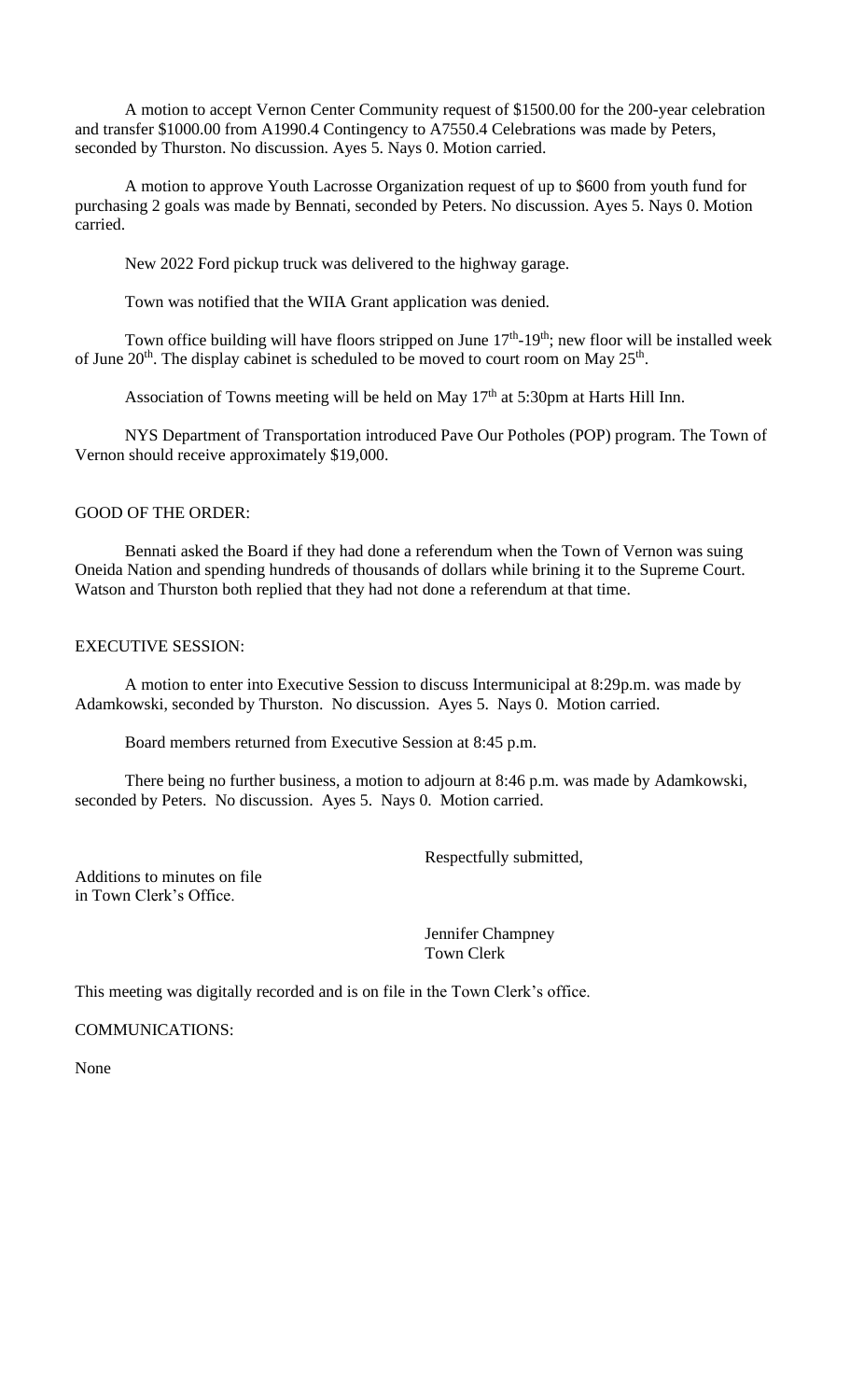A motion to accept Vernon Center Community request of $1500.00 for the 200-year celebration and transfer $1000.00 from A1990.4 Contingency to A7550.4 Celebrations was made by Peters, seconded by Thurston. No discussion. Ayes 5. Nays 0. Motion carried.

A motion to approve Youth Lacrosse Organization request of up to $600 from youth fund for purchasing 2 goals was made by Bennati, seconded by Peters. No discussion. Ayes 5. Nays 0. Motion carried.

New 2022 Ford pickup truck was delivered to the highway garage.

Town was notified that the WIIA Grant application was denied.

Town office building will have floors stripped on June 17th-19th; new floor will be installed week of June 20th. The display cabinet is scheduled to be moved to court room on May 25th.

Association of Towns meeting will be held on May 17th at 5:30pm at Harts Hill Inn.

NYS Department of Transportation introduced Pave Our Potholes (POP) program. The Town of Vernon should receive approximately $19,000.

GOOD OF THE ORDER:

Bennati asked the Board if they had done a referendum when the Town of Vernon was suing Oneida Nation and spending hundreds of thousands of dollars while brining it to the Supreme Court. Watson and Thurston both replied that they had not done a referendum at that time.

EXECUTIVE SESSION:

A motion to enter into Executive Session to discuss Intermunicipal at 8:29p.m. was made by Adamkowski, seconded by Thurston. No discussion. Ayes 5. Nays 0. Motion carried.

Board members returned from Executive Session at 8:45 p.m.

There being no further business, a motion to adjourn at 8:46 p.m. was made by Adamkowski, seconded by Peters. No discussion. Ayes 5. Nays 0. Motion carried.

Respectfully submitted,

Additions to minutes on file
in Town Clerk's Office.

Jennifer Champney
Town Clerk

This meeting was digitally recorded and is on file in the Town Clerk's office.

COMMUNICATIONS:

None